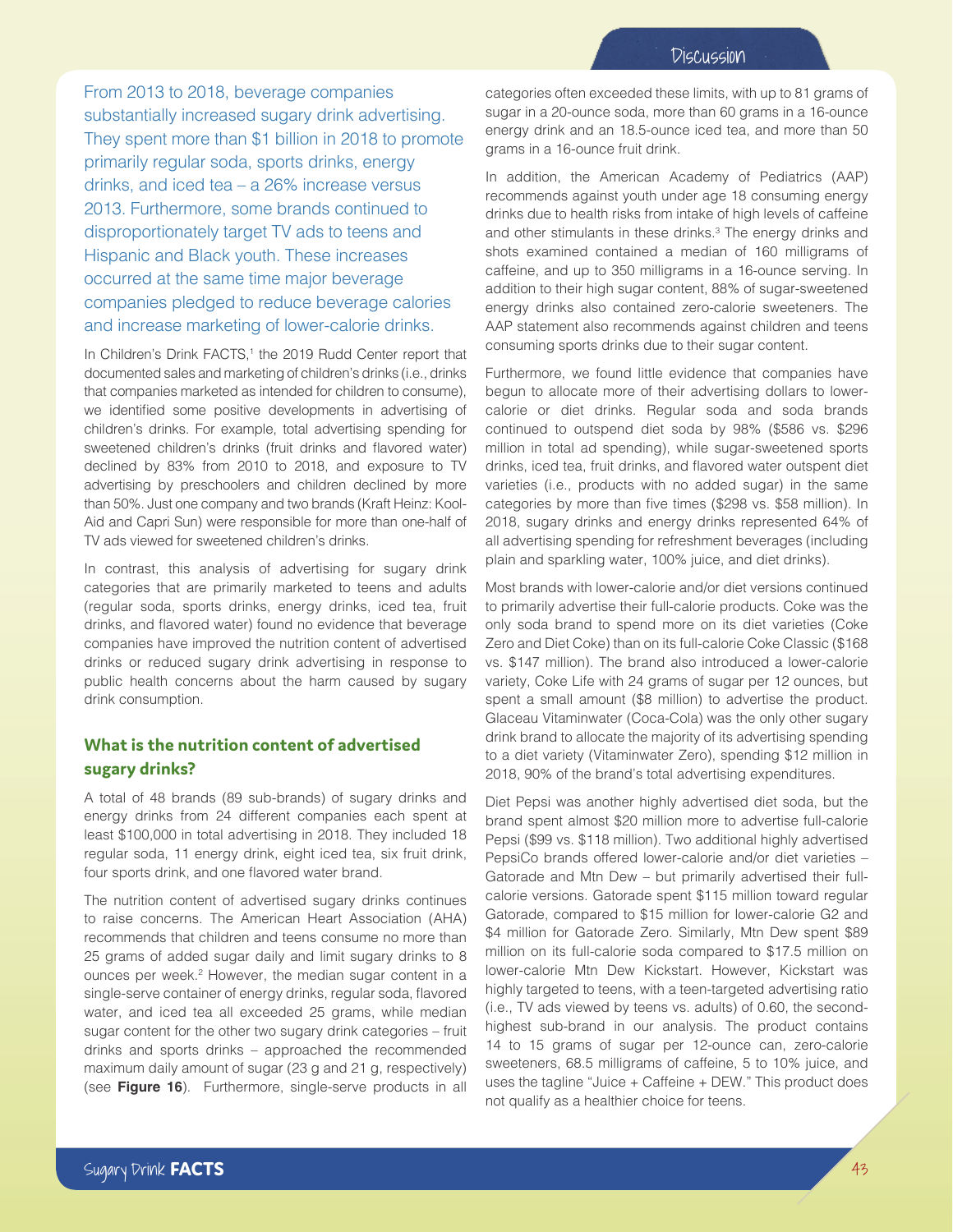From 2013 to 2018, beverage companies substantially increased sugary drink advertising. They spent more than $1 billion in 2018 to promote primarily regular soda, sports drinks, energy drinks, and iced tea – a 26% increase versus 2013. Furthermore, some brands continued to disproportionately target TV ads to teens and Hispanic and Black youth. These increases occurred at the same time major beverage companies pledged to reduce beverage calories and increase marketing of lower-calorie drinks.

In Children's Drink FACTS,[1] the 2019 Rudd Center report that documented sales and marketing of children's drinks (i.e., drinks that companies marketed as intended for children to consume), we identified some positive developments in advertising of children's drinks. For example, total advertising spending for sweetened children's drinks (fruit drinks and flavored water) declined by 83% from 2010 to 2018, and exposure to TV advertising by preschoolers and children declined by more than 50%. Just one company and two brands (Kraft Heinz: Kool-Aid and Capri Sun) were responsible for more than one-half of TV ads viewed for sweetened children's drinks.

In contrast, this analysis of advertising for sugary drink categories that are primarily marketed to teens and adults (regular soda, sports drinks, energy drinks, iced tea, fruit drinks, and flavored water) found no evidence that beverage companies have improved the nutrition content of advertised drinks or reduced sugary drink advertising in response to public health concerns about the harm caused by sugary drink consumption.

### What is the nutrition content of advertised sugary drinks?

A total of 48 brands (89 sub-brands) of sugary drinks and energy drinks from 24 different companies each spent at least $100,000 in total advertising in 2018. They included 18 regular soda, 11 energy drink, eight iced tea, six fruit drink, four sports drink, and one flavored water brand.

The nutrition content of advertised sugary drinks continues to raise concerns. The American Heart Association (AHA) recommends that children and teens consume no more than 25 grams of added sugar daily and limit sugary drinks to 8 ounces per week.[2] However, the median sugar content in a single-serve container of energy drinks, regular soda, flavored water, and iced tea all exceeded 25 grams, while median sugar content for the other two sugary drink categories – fruit drinks and sports drinks – approached the recommended maximum daily amount of sugar (23 g and 21 g, respectively) (see **Figure 16**). Furthermore, single-serve products in all categories often exceeded these limits, with up to 81 grams of sugar in a 20-ounce soda, more than 60 grams in a 16-ounce energy drink and an 18.5-ounce iced tea, and more than 50 grams in a 16-ounce fruit drink.

In addition, the American Academy of Pediatrics (AAP) recommends against youth under age 18 consuming energy drinks due to health risks from intake of high levels of caffeine and other stimulants in these drinks.[3] The energy drinks and shots examined contained a median of 160 milligrams of caffeine, and up to 350 milligrams in a 16-ounce serving. In addition to their high sugar content, 88% of sugar-sweetened energy drinks also contained zero-calorie sweeteners. The AAP statement also recommends against children and teens consuming sports drinks due to their sugar content.

Furthermore, we found little evidence that companies have begun to allocate more of their advertising dollars to lower-calorie or diet drinks. Regular soda and soda brands continued to outspend diet soda by 98% ($586 vs. $296 million in total ad spending), while sugar-sweetened sports drinks, iced tea, fruit drinks, and flavored water outspent diet varieties (i.e., products with no added sugar) in the same categories by more than five times ($298 vs. $58 million). In 2018, sugary drinks and energy drinks represented 64% of all advertising spending for refreshment beverages (including plain and sparkling water, 100% juice, and diet drinks).

Most brands with lower-calorie and/or diet versions continued to primarily advertise their full-calorie products. Coke was the only soda brand to spend more on its diet varieties (Coke Zero and Diet Coke) than on its full-calorie Coke Classic ($168 vs. $147 million). The brand also introduced a lower-calorie variety, Coke Life with 24 grams of sugar per 12 ounces, but spent a small amount ($8 million) to advertise the product. Glaceau Vitaminwater (Coca-Cola) was the only other sugary drink brand to allocate the majority of its advertising spending to a diet variety (Vitaminwater Zero), spending $12 million in 2018, 90% of the brand's total advertising expenditures.

Diet Pepsi was another highly advertised diet soda, but the brand spent almost $20 million more to advertise full-calorie Pepsi ($99 vs. $118 million). Two additional highly advertised PepsiCo brands offered lower-calorie and/or diet varieties – Gatorade and Mtn Dew – but primarily advertised their full-calorie versions. Gatorade spent $115 million toward regular Gatorade, compared to $15 million for lower-calorie G2 and $4 million for Gatorade Zero. Similarly, Mtn Dew spent $89 million on its full-calorie soda compared to $17.5 million on lower-calorie Mtn Dew Kickstart. However, Kickstart was highly targeted to teens, with a teen-targeted advertising ratio (i.e., TV ads viewed by teens vs. adults) of 0.60, the second-highest sub-brand in our analysis. The product contains 14 to 15 grams of sugar per 12-ounce can, zero-calorie sweeteners, 68.5 milligrams of caffeine, 5 to 10% juice, and uses the tagline "Juice + Caffeine + DEW." This product does not qualify as a healthier choice for teens.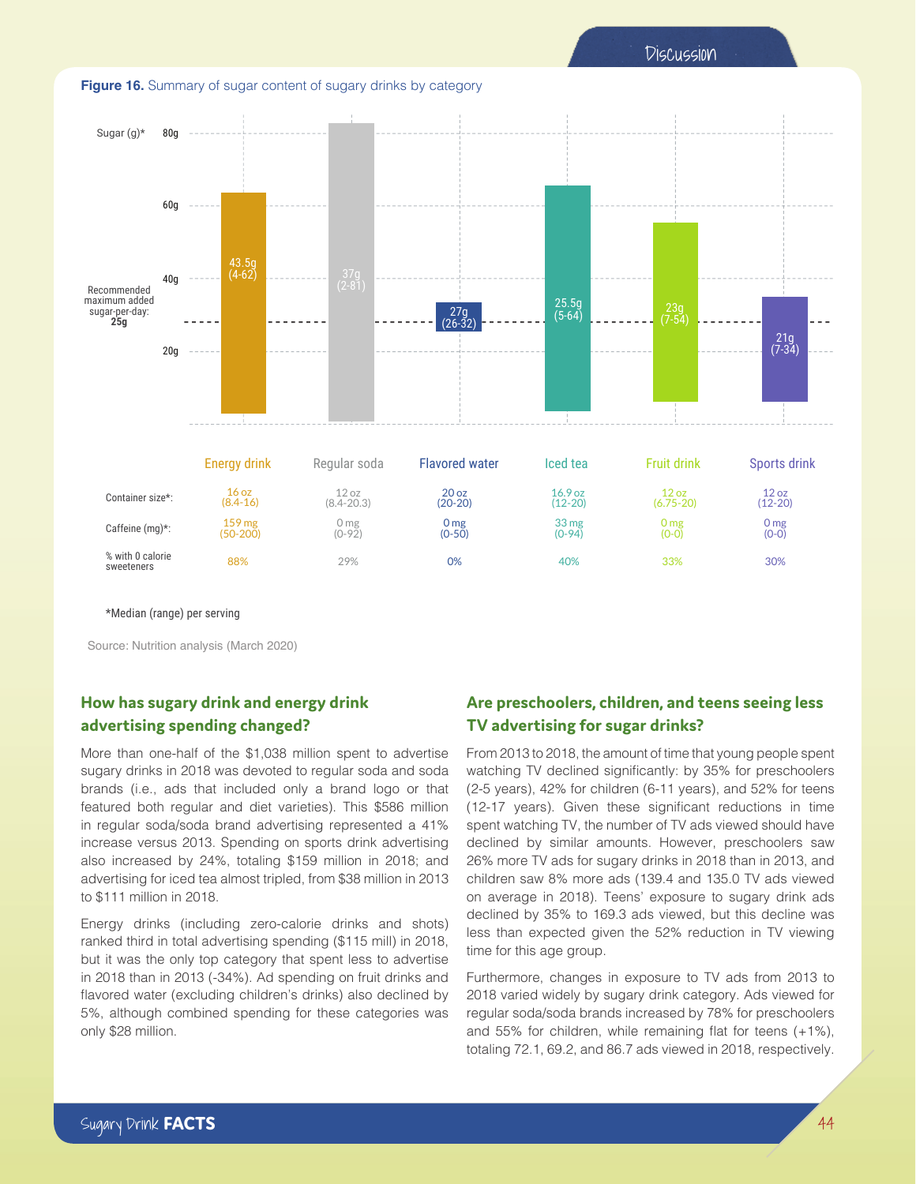**Figure 16.** Summary of sugar content of sugary drinks by category

| | Energy drink | Regular soda | Flavored water | Iced tea | Fruit drink | Sports drink |
|---|---|---|---|---|---|---|
| Sugar (g)* | 43.5g (4-62) | 37g (2-81) | 27g (26-32) | 25.5g (5-64) | 23g (7-54) | 21g (7-34) |
| Container size*: | 16 oz (8.4-16) | 12 oz (8.4-20.3) | 20 oz (20-20) | 16.9 oz (12-20) | 12 oz (6.75-20) | 12 oz (12-20) |
| Caffeine (mg)*: | 159 mg (50-200) | 0 mg (0-92) | 0 mg (0-50) | 33 mg (0-94) | 0 mg (0-0) | 0 mg (0-0) |
| % with 0 calorie sweeteners | 88% | 29% | 0% | 40% | 33% | 30% |

Recommended maximum added sugar-per-day: **25g**

*Median (range) per serving

Source: Nutrition analysis (March 2020)

### How has sugary drink and energy drink advertising spending changed?

More than one-half of the $1,038 million spent to advertise sugary drinks in 2018 was devoted to regular soda and soda brands (i.e., ads that included only a brand logo or that featured both regular and diet varieties). This $586 million in regular soda/soda brand advertising represented a 41% increase versus 2013. Spending on sports drink advertising also increased by 24%, totaling $159 million in 2018; and advertising for iced tea almost tripled, from $38 million in 2013 to $111 million in 2018.

Energy drinks (including zero-calorie drinks and shots) ranked third in total advertising spending ($115 mill) in 2018, but it was the only top category that spent less to advertise in 2018 than in 2013 (-34%). Ad spending on fruit drinks and flavored water (excluding children's drinks) also declined by 5%, although combined spending for these categories was only $28 million.

### Are preschoolers, children, and teens seeing less TV advertising for sugar drinks?

From 2013 to 2018, the amount of time that young people spent watching TV declined significantly: by 35% for preschoolers (2-5 years), 42% for children (6-11 years), and 52% for teens (12-17 years). Given these significant reductions in time spent watching TV, the number of TV ads viewed should have declined by similar amounts. However, preschoolers saw 26% more TV ads for sugary drinks in 2018 than in 2013, and children saw 8% more ads (139.4 and 135.0 TV ads viewed on average in 2018). Teens' exposure to sugary drink ads declined by 35% to 169.3 ads viewed, but this decline was less than expected given the 52% reduction in TV viewing time for this age group.

Furthermore, changes in exposure to TV ads from 2013 to 2018 varied widely by sugary drink category. Ads viewed for regular soda/soda brands increased by 78% for preschoolers and 55% for children, while remaining flat for teens (+1%), totaling 72.1, 69.2, and 86.7 ads viewed in 2018, respectively.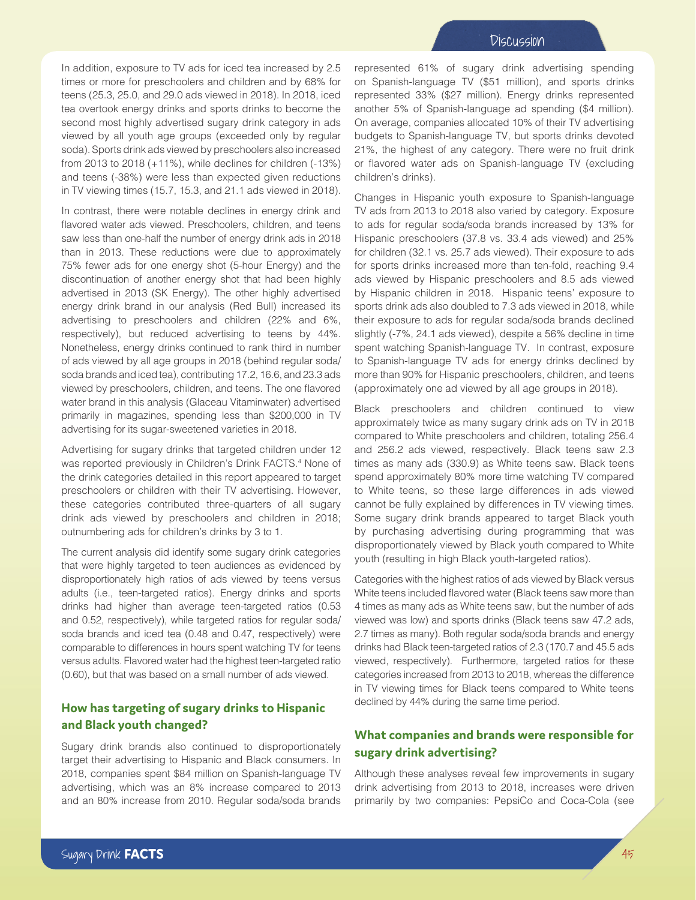In addition, exposure to TV ads for iced tea increased by 2.5 times or more for preschoolers and children and by 68% for teens (25.3, 25.0, and 29.0 ads viewed in 2018). In 2018, iced tea overtook energy drinks and sports drinks to become the second most highly advertised sugary drink category in ads viewed by all youth age groups (exceeded only by regular soda). Sports drink ads viewed by preschoolers also increased from 2013 to 2018 (+11%), while declines for children (-13%) and teens (-38%) were less than expected given reductions in TV viewing times (15.7, 15.3, and 21.1 ads viewed in 2018).

In contrast, there were notable declines in energy drink and flavored water ads viewed. Preschoolers, children, and teens saw less than one-half the number of energy drink ads in 2018 than in 2013. These reductions were due to approximately 75% fewer ads for one energy shot (5-hour Energy) and the discontinuation of another energy shot that had been highly advertised in 2013 (SK Energy). The other highly advertised energy drink brand in our analysis (Red Bull) increased its advertising to preschoolers and children (22% and 6%, respectively), but reduced advertising to teens by 44%. Nonetheless, energy drinks continued to rank third in number of ads viewed by all age groups in 2018 (behind regular soda/soda brands and iced tea), contributing 17.2, 16.6, and 23.3 ads viewed by preschoolers, children, and teens. The one flavored water brand in this analysis (Glaceau Vitaminwater) advertised primarily in magazines, spending less than $200,000 in TV advertising for its sugar-sweetened varieties in 2018.

Advertising for sugary drinks that targeted children under 12 was reported previously in Children's Drink FACTS.[4] None of the drink categories detailed in this report appeared to target preschoolers or children with their TV advertising. However, these categories contributed three-quarters of all sugary drink ads viewed by preschoolers and children in 2018; outnumbering ads for children's drinks by 3 to 1.

The current analysis did identify some sugary drink categories that were highly targeted to teen audiences as evidenced by disproportionately high ratios of ads viewed by teens versus adults (i.e., teen-targeted ratios). Energy drinks and sports drinks had higher than average teen-targeted ratios (0.53 and 0.52, respectively), while targeted ratios for regular soda/soda brands and iced tea (0.48 and 0.47, respectively) were comparable to differences in hours spent watching TV for teens versus adults. Flavored water had the highest teen-targeted ratio (0.60), but that was based on a small number of ads viewed.

## How has targeting of sugary drinks to Hispanic and Black youth changed?

Sugary drink brands also continued to disproportionately target their advertising to Hispanic and Black consumers. In 2018, companies spent $84 million on Spanish-language TV advertising, which was an 8% increase compared to 2013 and an 80% increase from 2010. Regular soda/soda brands represented 61% of sugary drink advertising spending on Spanish-language TV ($51 million), and sports drinks represented 33% ($27 million). Energy drinks represented another 5% of Spanish-language ad spending ($4 million). On average, companies allocated 10% of their TV advertising budgets to Spanish-language TV, but sports drinks devoted 21%, the highest of any category. There were no fruit drink or flavored water ads on Spanish-language TV (excluding children's drinks).

Changes in Hispanic youth exposure to Spanish-language TV ads from 2013 to 2018 also varied by category. Exposure to ads for regular soda/soda brands increased by 13% for Hispanic preschoolers (37.8 vs. 33.4 ads viewed) and 25% for children (32.1 vs. 25.7 ads viewed). Their exposure to ads for sports drinks increased more than ten-fold, reaching 9.4 ads viewed by Hispanic preschoolers and 8.5 ads viewed by Hispanic children in 2018. Hispanic teens' exposure to sports drink ads also doubled to 7.3 ads viewed in 2018, while their exposure to ads for regular soda/soda brands declined slightly (-7%, 24.1 ads viewed), despite a 56% decline in time spent watching Spanish-language TV. In contrast, exposure to Spanish-language TV ads for energy drinks declined by more than 90% for Hispanic preschoolers, children, and teens (approximately one ad viewed by all age groups in 2018).

Black preschoolers and children continued to view approximately twice as many sugary drink ads on TV in 2018 compared to White preschoolers and children, totaling 256.4 and 256.2 ads viewed, respectively. Black teens saw 2.3 times as many ads (330.9) as White teens saw. Black teens spend approximately 80% more time watching TV compared to White teens, so these large differences in ads viewed cannot be fully explained by differences in TV viewing times. Some sugary drink brands appeared to target Black youth by purchasing advertising during programming that was disproportionately viewed by Black youth compared to White youth (resulting in high Black youth-targeted ratios).

Categories with the highest ratios of ads viewed by Black versus White teens included flavored water (Black teens saw more than 4 times as many ads as White teens saw, but the number of ads viewed was low) and sports drinks (Black teens saw 47.2 ads, 2.7 times as many). Both regular soda/soda brands and energy drinks had Black teen-targeted ratios of 2.3 (170.7 and 45.5 ads viewed, respectively). Furthermore, targeted ratios for these categories increased from 2013 to 2018, whereas the difference in TV viewing times for Black teens compared to White teens declined by 44% during the same time period.

## What companies and brands were responsible for sugary drink advertising?

Although these analyses reveal few improvements in sugary drink advertising from 2013 to 2018, increases were driven primarily by two companies: PepsiCo and Coca-Cola (see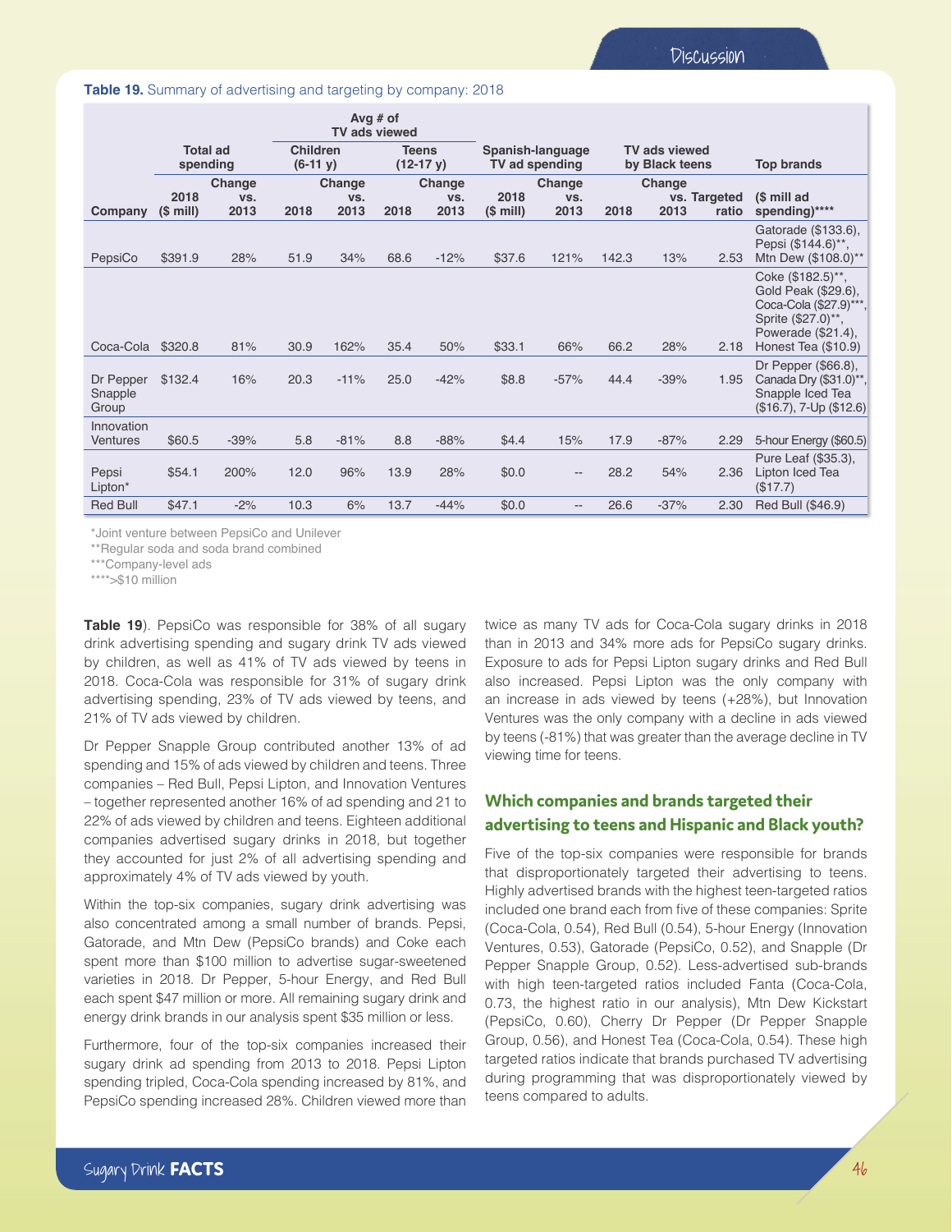**Table 19.** Summary of advertising and targeting by company: 2018

| Company | Total ad spending | | Avg # of TV ads viewed: Children (6-11 y) | | Avg # of TV ads viewed: Teens (12-17 y) | | Spanish-language TV ad spending | | TV ads viewed by Black teens | | | Top brands |
|---|---|---|---|---|---|---|---|---|---|---|---|---|
| | 2018 ($ mill) | Change vs. 2013 | 2018 | Change vs. 2013 | 2018 | Change vs. 2013 | 2018 ($ mill) | Change vs. 2013 | 2018 | Change vs. 2013 | Targeted ratio | ($ mill ad spending)**** |
| PepsiCo | $391.9 | 28% | 51.9 | 34% | 68.6 | -12% | $37.6 | 121% | 142.3 | 13% | 2.53 | Gatorade ($133.6), Pepsi ($144.6)**, Mtn Dew ($108.0)** |
| Coca-Cola | $320.8 | 81% | 30.9 | 162% | 35.4 | 50% | $33.1 | 66% | 66.2 | 28% | 2.18 | Coke ($182.5)**, Gold Peak ($29.6), Coca-Cola ($27.9)***, Sprite ($27.0)**, Powerade ($21.4), Honest Tea ($10.9) |
| Dr Pepper Snapple Group | $132.4 | 16% | 20.3 | -11% | 25.0 | -42% | $8.8 | -57% | 44.4 | -39% | 1.95 | Dr Pepper ($66.8), Canada Dry ($31.0)**, Snapple Iced Tea ($16.7), 7-Up ($12.6) |
| Innovation Ventures | $60.5 | -39% | 5.8 | -81% | 8.8 | -88% | $4.4 | 15% | 17.9 | -87% | 2.29 | 5-hour Energy ($60.5) |
| Pepsi Lipton* | $54.1 | 200% | 12.0 | 96% | 13.9 | 28% | $0.0 | -- | 28.2 | 54% | 2.36 | Pure Leaf ($35.3), Lipton Iced Tea ($17.7) |
| Red Bull | $47.1 | -2% | 10.3 | 6% | 13.7 | -44% | $0.0 | -- | 26.6 | -37% | 2.30 | Red Bull ($46.9) |

*Joint venture between PepsiCo and Unilever
**Regular soda and soda brand combined
***Company-level ads
****>$10 million

**Table 19**). PepsiCo was responsible for 38% of all sugary drink advertising spending and sugary drink TV ads viewed by children, as well as 41% of TV ads viewed by teens in 2018. Coca-Cola was responsible for 31% of sugary drink advertising spending, 23% of TV ads viewed by teens, and 21% of TV ads viewed by children.

Dr Pepper Snapple Group contributed another 13% of ad spending and 15% of ads viewed by children and teens. Three companies – Red Bull, Pepsi Lipton, and Innovation Ventures – together represented another 16% of ad spending and 21 to 22% of ads viewed by children and teens. Eighteen additional companies advertised sugary drinks in 2018, but together they accounted for just 2% of all advertising spending and approximately 4% of TV ads viewed by youth.

Within the top-six companies, sugary drink advertising was also concentrated among a small number of brands. Pepsi, Gatorade, and Mtn Dew (PepsiCo brands) and Coke each spent more than $100 million to advertise sugar-sweetened varieties in 2018. Dr Pepper, 5-hour Energy, and Red Bull each spent $47 million or more. All remaining sugary drink and energy drink brands in our analysis spent $35 million or less.

Furthermore, four of the top-six companies increased their sugary drink ad spending from 2013 to 2018. Pepsi Lipton spending tripled, Coca-Cola spending increased by 81%, and PepsiCo spending increased 28%. Children viewed more than twice as many TV ads for Coca-Cola sugary drinks in 2018 than in 2013 and 34% more ads for PepsiCo sugary drinks. Exposure to ads for Pepsi Lipton sugary drinks and Red Bull also increased. Pepsi Lipton was the only company with an increase in ads viewed by teens (+28%), but Innovation Ventures was the only company with a decline in ads viewed by teens (-81%) that was greater than the average decline in TV viewing time for teens.

## Which companies and brands targeted their advertising to teens and Hispanic and Black youth?

Five of the top-six companies were responsible for brands that disproportionately targeted their advertising to teens. Highly advertised brands with the highest teen-targeted ratios included one brand each from five of these companies: Sprite (Coca-Cola, 0.54), Red Bull (0.54), 5-hour Energy (Innovation Ventures, 0.53), Gatorade (PepsiCo, 0.52), and Snapple (Dr Pepper Snapple Group, 0.52). Less-advertised sub-brands with high teen-targeted ratios included Fanta (Coca-Cola, 0.73, the highest ratio in our analysis), Mtn Dew Kickstart (PepsiCo, 0.60), Cherry Dr Pepper (Dr Pepper Snapple Group, 0.56), and Honest Tea (Coca-Cola, 0.54). These high targeted ratios indicate that brands purchased TV advertising during programming that was disproportionately viewed by teens compared to adults.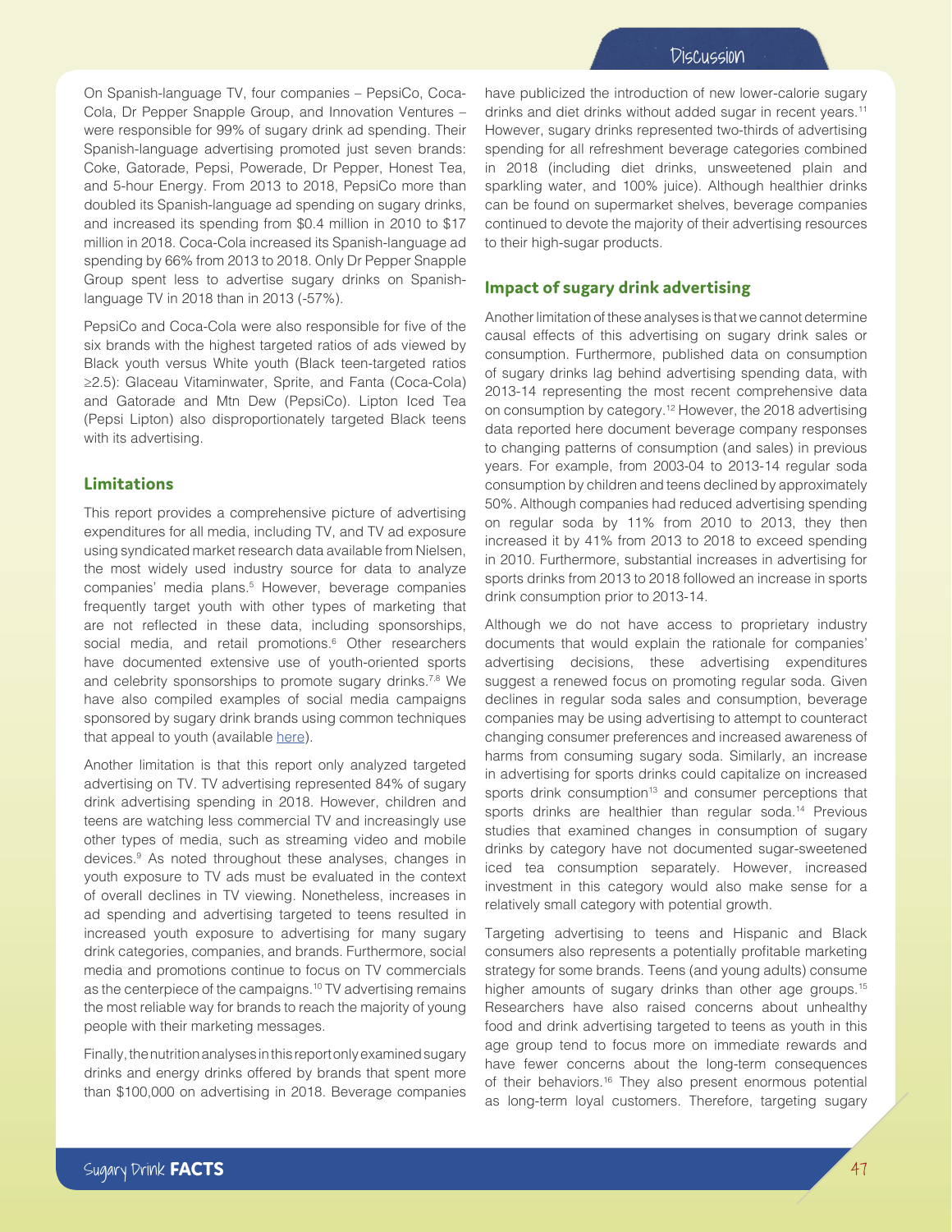On Spanish-language TV, four companies – PepsiCo, Coca-Cola, Dr Pepper Snapple Group, and Innovation Ventures – were responsible for 99% of sugary drink ad spending. Their Spanish-language advertising promoted just seven brands: Coke, Gatorade, Pepsi, Powerade, Dr Pepper, Honest Tea, and 5-hour Energy. From 2013 to 2018, PepsiCo more than doubled its Spanish-language ad spending on sugary drinks, and increased its spending from $0.4 million in 2010 to $17 million in 2018. Coca-Cola increased its Spanish-language ad spending by 66% from 2013 to 2018. Only Dr Pepper Snapple Group spent less to advertise sugary drinks on Spanish-language TV in 2018 than in 2013 (-57%).

PepsiCo and Coca-Cola were also responsible for five of the six brands with the highest targeted ratios of ads viewed by Black youth versus White youth (Black teen-targeted ratios ≥2.5): Glaceau Vitaminwater, Sprite, and Fanta (Coca-Cola) and Gatorade and Mtn Dew (PepsiCo). Lipton Iced Tea (Pepsi Lipton) also disproportionately targeted Black teens with its advertising.

## Limitations

This report provides a comprehensive picture of advertising expenditures for all media, including TV, and TV ad exposure using syndicated market research data available from Nielsen, the most widely used industry source for data to analyze companies' media plans.[5] However, beverage companies frequently target youth with other types of marketing that are not reflected in these data, including sponsorships, social media, and retail promotions.[6] Other researchers have documented extensive use of youth-oriented sports and celebrity sponsorships to promote sugary drinks.[7,8] We have also compiled examples of social media campaigns sponsored by sugary drink brands using common techniques that appeal to youth (available here).

Another limitation is that this report only analyzed targeted advertising on TV. TV advertising represented 84% of sugary drink advertising spending in 2018. However, children and teens are watching less commercial TV and increasingly use other types of media, such as streaming video and mobile devices.[9] As noted throughout these analyses, changes in youth exposure to TV ads must be evaluated in the context of overall declines in TV viewing. Nonetheless, increases in ad spending and advertising targeted to teens resulted in increased youth exposure to advertising for many sugary drink categories, companies, and brands. Furthermore, social media and promotions continue to focus on TV commercials as the centerpiece of the campaigns.[10] TV advertising remains the most reliable way for brands to reach the majority of young people with their marketing messages.

Finally, the nutrition analyses in this report only examined sugary drinks and energy drinks offered by brands that spent more than $100,000 on advertising in 2018. Beverage companies have publicized the introduction of new lower-calorie sugary drinks and diet drinks without added sugar in recent years.[11] However, sugary drinks represented two-thirds of advertising spending for all refreshment beverage categories combined in 2018 (including diet drinks, unsweetened plain and sparkling water, and 100% juice). Although healthier drinks can be found on supermarket shelves, beverage companies continued to devote the majority of their advertising resources to their high-sugar products.

## Impact of sugary drink advertising

Another limitation of these analyses is that we cannot determine causal effects of this advertising on sugary drink sales or consumption. Furthermore, published data on consumption of sugary drinks lag behind advertising spending data, with 2013-14 representing the most recent comprehensive data on consumption by category.[12] However, the 2018 advertising data reported here document beverage company responses to changing patterns of consumption (and sales) in previous years. For example, from 2003-04 to 2013-14 regular soda consumption by children and teens declined by approximately 50%. Although companies had reduced advertising spending on regular soda by 11% from 2010 to 2013, they then increased it by 41% from 2013 to 2018 to exceed spending in 2010. Furthermore, substantial increases in advertising for sports drinks from 2013 to 2018 followed an increase in sports drink consumption prior to 2013-14.

Although we do not have access to proprietary industry documents that would explain the rationale for companies' advertising decisions, these advertising expenditures suggest a renewed focus on promoting regular soda. Given declines in regular soda sales and consumption, beverage companies may be using advertising to attempt to counteract changing consumer preferences and increased awareness of harms from consuming sugary soda. Similarly, an increase in advertising for sports drinks could capitalize on increased sports drink consumption[13] and consumer perceptions that sports drinks are healthier than regular soda.[14] Previous studies that examined changes in consumption of sugary drinks by category have not documented sugar-sweetened iced tea consumption separately. However, increased investment in this category would also make sense for a relatively small category with potential growth.

Targeting advertising to teens and Hispanic and Black consumers also represents a potentially profitable marketing strategy for some brands. Teens (and young adults) consume higher amounts of sugary drinks than other age groups.[15] Researchers have also raised concerns about unhealthy food and drink advertising targeted to teens as youth in this age group tend to focus more on immediate rewards and have fewer concerns about the long-term consequences of their behaviors.[16] They also present enormous potential as long-term loyal customers. Therefore, targeting sugary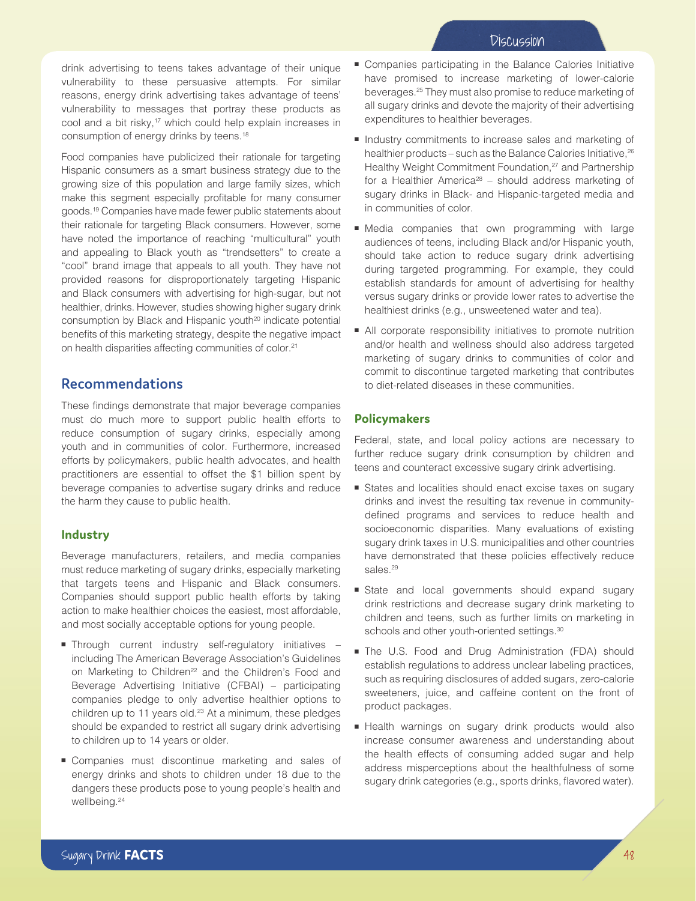drink advertising to teens takes advantage of their unique vulnerability to these persuasive attempts. For similar reasons, energy drink advertising takes advantage of teens' vulnerability to messages that portray these products as cool and a bit risky,[17] which could help explain increases in consumption of energy drinks by teens.[18]

Food companies have publicized their rationale for targeting Hispanic consumers as a smart business strategy due to the growing size of this population and large family sizes, which make this segment especially profitable for many consumer goods.[19] Companies have made fewer public statements about their rationale for targeting Black consumers. However, some have noted the importance of reaching "multicultural" youth and appealing to Black youth as "trendsetters" to create a "cool" brand image that appeals to all youth. They have not provided reasons for disproportionately targeting Hispanic and Black consumers with advertising for high-sugar, but not healthier, drinks. However, studies showing higher sugary drink consumption by Black and Hispanic youth[20] indicate potential benefits of this marketing strategy, despite the negative impact on health disparities affecting communities of color.[21]

## Recommendations

These findings demonstrate that major beverage companies must do much more to support public health efforts to reduce consumption of sugary drinks, especially among youth and in communities of color. Furthermore, increased efforts by policymakers, public health advocates, and health practitioners are essential to offset the $1 billion spent by beverage companies to advertise sugary drinks and reduce the harm they cause to public health.

### Industry

Beverage manufacturers, retailers, and media companies must reduce marketing of sugary drinks, especially marketing that targets teens and Hispanic and Black consumers. Companies should support public health efforts by taking action to make healthier choices the easiest, most affordable, and most socially acceptable options for young people.

- Through current industry self-regulatory initiatives – including The American Beverage Association's Guidelines on Marketing to Children[22] and the Children's Food and Beverage Advertising Initiative (CFBAI) – participating companies pledge to only advertise healthier options to children up to 11 years old.[23] At a minimum, these pledges should be expanded to restrict all sugary drink advertising to children up to 14 years or older.
- Companies must discontinue marketing and sales of energy drinks and shots to children under 18 due to the dangers these products pose to young people's health and wellbeing.[24]
- Companies participating in the Balance Calories Initiative have promised to increase marketing of lower-calorie beverages.[25] They must also promise to reduce marketing of all sugary drinks and devote the majority of their advertising expenditures to healthier beverages.
- Industry commitments to increase sales and marketing of healthier products – such as the Balance Calories Initiative,[26] Healthy Weight Commitment Foundation,[27] and Partnership for a Healthier America[28] – should address marketing of sugary drinks in Black- and Hispanic-targeted media and in communities of color.
- Media companies that own programming with large audiences of teens, including Black and/or Hispanic youth, should take action to reduce sugary drink advertising during targeted programming. For example, they could establish standards for amount of advertising for healthy versus sugary drinks or provide lower rates to advertise the healthiest drinks (e.g., unsweetened water and tea).
- All corporate responsibility initiatives to promote nutrition and/or health and wellness should also address targeted marketing of sugary drinks to communities of color and commit to discontinue targeted marketing that contributes to diet-related diseases in these communities.

### Policymakers

Federal, state, and local policy actions are necessary to further reduce sugary drink consumption by children and teens and counteract excessive sugary drink advertising.

- States and localities should enact excise taxes on sugary drinks and invest the resulting tax revenue in community-defined programs and services to reduce health and socioeconomic disparities. Many evaluations of existing sugary drink taxes in U.S. municipalities and other countries have demonstrated that these policies effectively reduce sales.[29]
- State and local governments should expand sugary drink restrictions and decrease sugary drink marketing to children and teens, such as further limits on marketing in schools and other youth-oriented settings.[30]
- The U.S. Food and Drug Administration (FDA) should establish regulations to address unclear labeling practices, such as requiring disclosures of added sugars, zero-calorie sweeteners, juice, and caffeine content on the front of product packages.
- Health warnings on sugary drink products would also increase consumer awareness and understanding about the health effects of consuming added sugar and help address misperceptions about the healthfulness of some sugary drink categories (e.g., sports drinks, flavored water).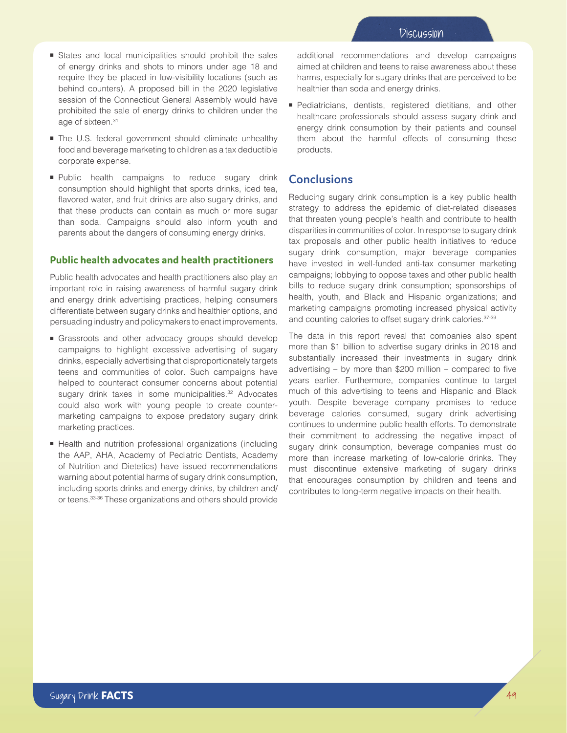- States and local municipalities should prohibit the sales of energy drinks and shots to minors under age 18 and require they be placed in low-visibility locations (such as behind counters). A proposed bill in the 2020 legislative session of the Connecticut General Assembly would have prohibited the sale of energy drinks to children under the age of sixteen.[31]
- The U.S. federal government should eliminate unhealthy food and beverage marketing to children as a tax deductible corporate expense.
- Public health campaigns to reduce sugary drink consumption should highlight that sports drinks, iced tea, flavored water, and fruit drinks are also sugary drinks, and that these products can contain as much or more sugar than soda. Campaigns should also inform youth and parents about the dangers of consuming energy drinks.

### Public health advocates and health practitioners

Public health advocates and health practitioners also play an important role in raising awareness of harmful sugary drink and energy drink advertising practices, helping consumers differentiate between sugary drinks and healthier options, and persuading industry and policymakers to enact improvements.

- Grassroots and other advocacy groups should develop campaigns to highlight excessive advertising of sugary drinks, especially advertising that disproportionately targets teens and communities of color. Such campaigns have helped to counteract consumer concerns about potential sugary drink taxes in some municipalities.[32] Advocates could also work with young people to create counter-marketing campaigns to expose predatory sugary drink marketing practices.
- Health and nutrition professional organizations (including the AAP, AHA, Academy of Pediatric Dentists, Academy of Nutrition and Dietetics) have issued recommendations warning about potential harms of sugary drink consumption, including sports drinks and energy drinks, by children and/or teens.[33-36] These organizations and others should provide additional recommendations and develop campaigns aimed at children and teens to raise awareness about these harms, especially for sugary drinks that are perceived to be healthier than soda and energy drinks.
- Pediatricians, dentists, registered dietitians, and other healthcare professionals should assess sugary drink and energy drink consumption by their patients and counsel them about the harmful effects of consuming these products.

## Conclusions

Reducing sugary drink consumption is a key public health strategy to address the epidemic of diet-related diseases that threaten young people's health and contribute to health disparities in communities of color. In response to sugary drink tax proposals and other public health initiatives to reduce sugary drink consumption, major beverage companies have invested in well-funded anti-tax consumer marketing campaigns; lobbying to oppose taxes and other public health bills to reduce sugary drink consumption; sponsorships of health, youth, and Black and Hispanic organizations; and marketing campaigns promoting increased physical activity and counting calories to offset sugary drink calories.[37-39]

The data in this report reveal that companies also spent more than $1 billion to advertise sugary drinks in 2018 and substantially increased their investments in sugary drink advertising – by more than $200 million – compared to five years earlier. Furthermore, companies continue to target much of this advertising to teens and Hispanic and Black youth. Despite beverage company promises to reduce beverage calories consumed, sugary drink advertising continues to undermine public health efforts. To demonstrate their commitment to addressing the negative impact of sugary drink consumption, beverage companies must do more than increase marketing of low-calorie drinks. They must discontinue extensive marketing of sugary drinks that encourages consumption by children and teens and contributes to long-term negative impacts on their health.